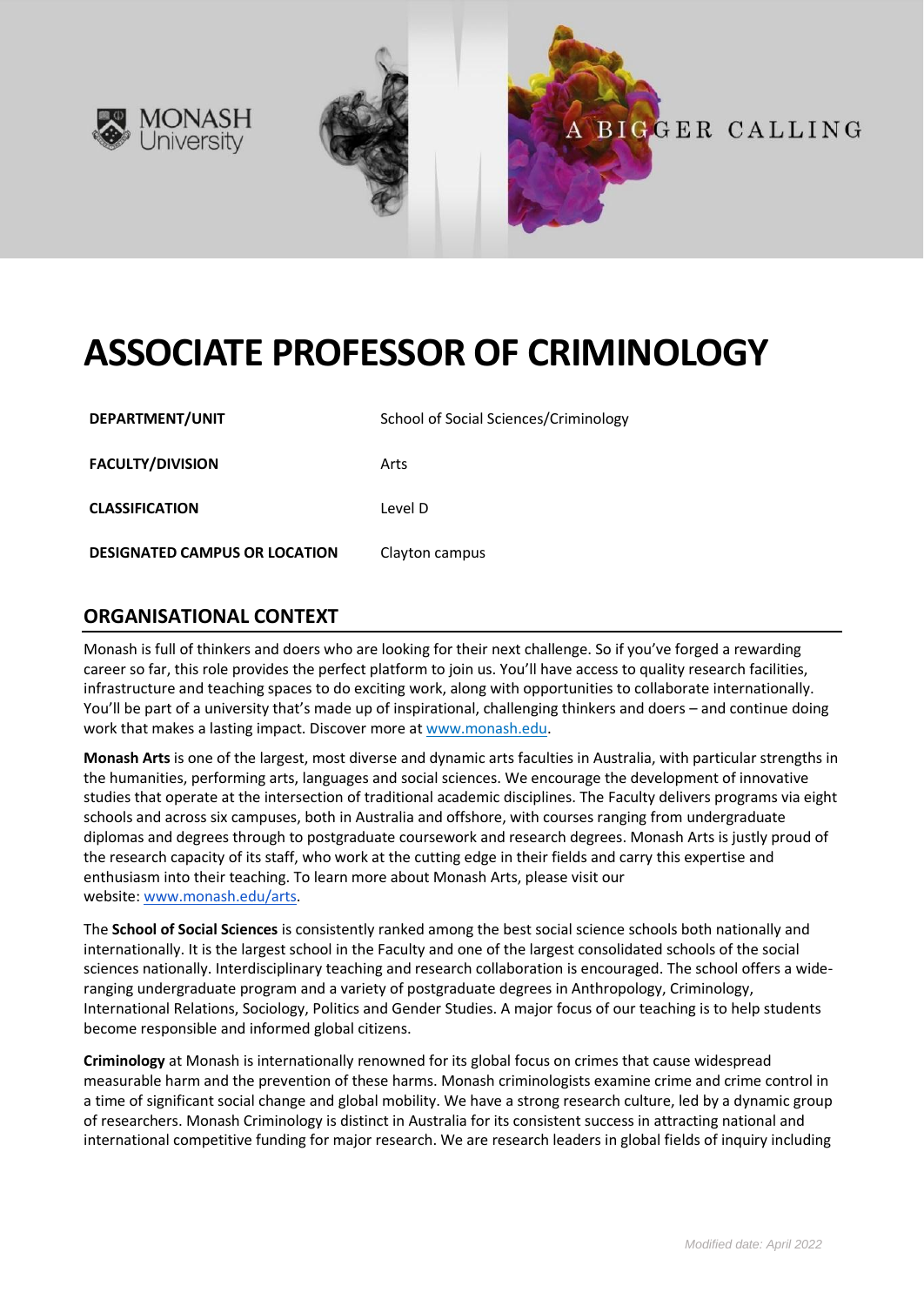MONASH University

A BIGGER CALLING

# ASSOCIATE PROFESSOR OF CRIMINOLOGY

| | |
|---|---|
| **DEPARTMENT/UNIT** | School of Social Sciences/Criminology |
| **FACULTY/DIVISION** | Arts |
| **CLASSIFICATION** | Level D |
| **DESIGNATED CAMPUS OR LOCATION** | Clayton campus |

## ORGANISATIONAL CONTEXT

Monash is full of thinkers and doers who are looking for their next challenge. So if you've forged a rewarding career so far, this role provides the perfect platform to join us. You'll have access to quality research facilities, infrastructure and teaching spaces to do exciting work, along with opportunities to collaborate internationally. You'll be part of a university that's made up of inspirational, challenging thinkers and doers – and continue doing work that makes a lasting impact. Discover more at [www.monash.edu](www.monash.edu).

**Monash Arts** is one of the largest, most diverse and dynamic arts faculties in Australia, with particular strengths in the humanities, performing arts, languages and social sciences. We encourage the development of innovative studies that operate at the intersection of traditional academic disciplines. The Faculty delivers programs via eight schools and across six campuses, both in Australia and offshore, with courses ranging from undergraduate diplomas and degrees through to postgraduate coursework and research degrees. Monash Arts is justly proud of the research capacity of its staff, who work at the cutting edge in their fields and carry this expertise and enthusiasm into their teaching. To learn more about Monash Arts, please visit our website: [www.monash.edu/arts](www.monash.edu/arts).

The **School of Social Sciences** is consistently ranked among the best social science schools both nationally and internationally. It is the largest school in the Faculty and one of the largest consolidated schools of the social sciences nationally. Interdisciplinary teaching and research collaboration is encouraged. The school offers a wide-ranging undergraduate program and a variety of postgraduate degrees in Anthropology, Criminology, International Relations, Sociology, Politics and Gender Studies. A major focus of our teaching is to help students become responsible and informed global citizens.

**Criminology** at Monash is internationally renowned for its global focus on crimes that cause widespread measurable harm and the prevention of these harms. Monash criminologists examine crime and crime control in a time of significant social change and global mobility. We have a strong research culture, led by a dynamic group of researchers. Monash Criminology is distinct in Australia for its consistent success in attracting national and international competitive funding for major research. We are research leaders in global fields of inquiry including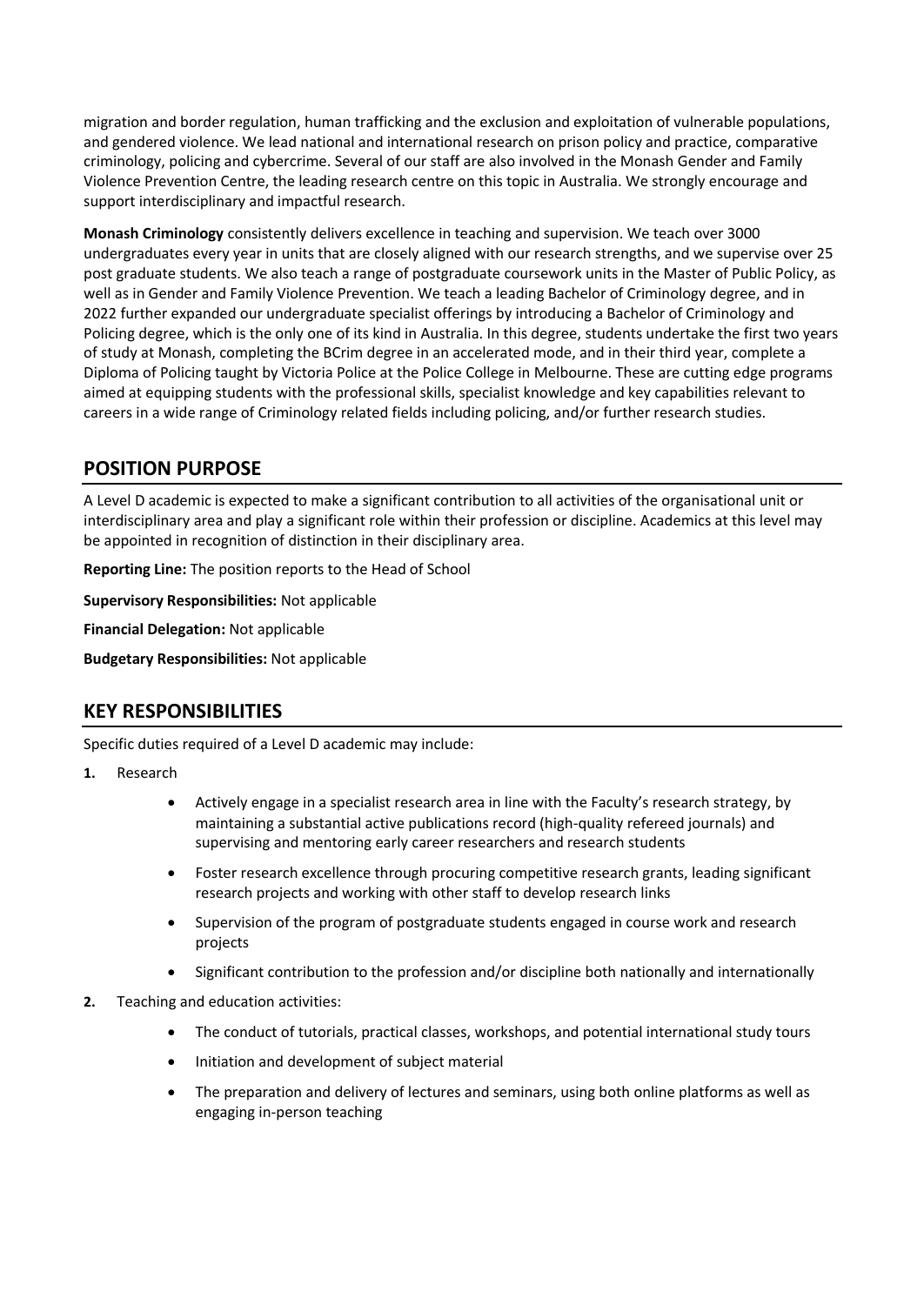migration and border regulation, human trafficking and the exclusion and exploitation of vulnerable populations, and gendered violence. We lead national and international research on prison policy and practice, comparative criminology, policing and cybercrime. Several of our staff are also involved in the Monash Gender and Family Violence Prevention Centre, the leading research centre on this topic in Australia. We strongly encourage and support interdisciplinary and impactful research.

**Monash Criminology** consistently delivers excellence in teaching and supervision. We teach over 3000 undergraduates every year in units that are closely aligned with our research strengths, and we supervise over 25 post graduate students. We also teach a range of postgraduate coursework units in the Master of Public Policy, as well as in Gender and Family Violence Prevention. We teach a leading Bachelor of Criminology degree, and in 2022 further expanded our undergraduate specialist offerings by introducing a Bachelor of Criminology and Policing degree, which is the only one of its kind in Australia. In this degree, students undertake the first two years of study at Monash, completing the BCrim degree in an accelerated mode, and in their third year, complete a Diploma of Policing taught by Victoria Police at the Police College in Melbourne. These are cutting edge programs aimed at equipping students with the professional skills, specialist knowledge and key capabilities relevant to careers in a wide range of Criminology related fields including policing, and/or further research studies.

## POSITION PURPOSE

A Level D academic is expected to make a significant contribution to all activities of the organisational unit or interdisciplinary area and play a significant role within their profession or discipline. Academics at this level may be appointed in recognition of distinction in their disciplinary area.

**Reporting Line:** The position reports to the Head of School

**Supervisory Responsibilities:** Not applicable

**Financial Delegation:** Not applicable

**Budgetary Responsibilities:** Not applicable

## KEY RESPONSIBILITIES

Specific duties required of a Level D academic may include:

1. Research
   - Actively engage in a specialist research area in line with the Faculty's research strategy, by maintaining a substantial active publications record (high-quality refereed journals) and supervising and mentoring early career researchers and research students
   - Foster research excellence through procuring competitive research grants, leading significant research projects and working with other staff to develop research links
   - Supervision of the program of postgraduate students engaged in course work and research projects
   - Significant contribution to the profession and/or discipline both nationally and internationally
2. Teaching and education activities:
   - The conduct of tutorials, practical classes, workshops, and potential international study tours
   - Initiation and development of subject material
   - The preparation and delivery of lectures and seminars, using both online platforms as well as engaging in-person teaching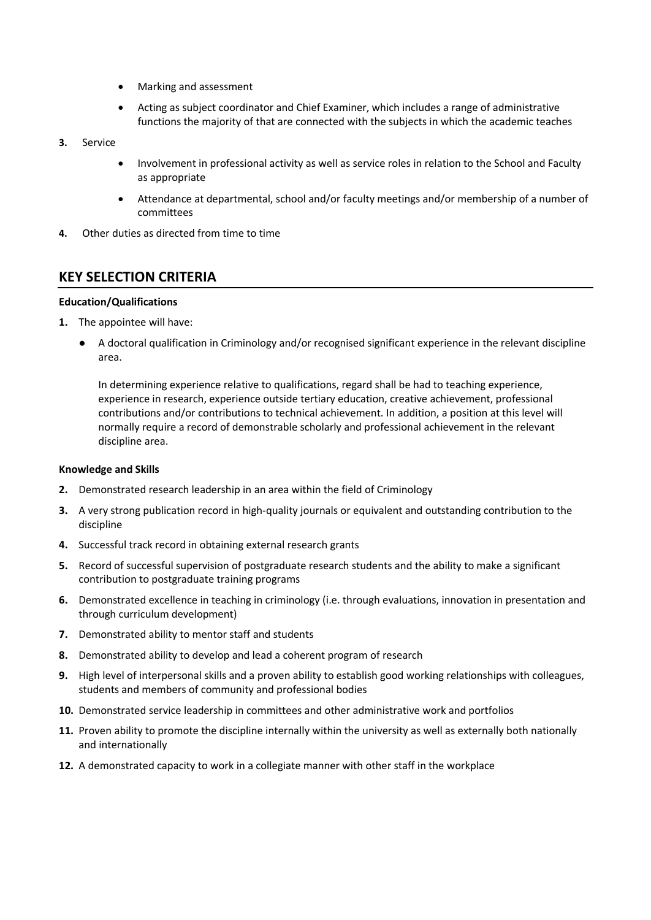- Marking and assessment
- Acting as subject coordinator and Chief Examiner, which includes a range of administrative functions the majority of that are connected with the subjects in which the academic teaches

**3.** Service

- Involvement in professional activity as well as service roles in relation to the School and Faculty as appropriate
- Attendance at departmental, school and/or faculty meetings and/or membership of a number of committees

**4.** Other duties as directed from time to time

## KEY SELECTION CRITERIA

**Education/Qualifications**

**1.** The appointee will have:

- A doctoral qualification in Criminology and/or recognised significant experience in the relevant discipline area.

  In determining experience relative to qualifications, regard shall be had to teaching experience, experience in research, experience outside tertiary education, creative achievement, professional contributions and/or contributions to technical achievement. In addition, a position at this level will normally require a record of demonstrable scholarly and professional achievement in the relevant discipline area.

**Knowledge and Skills**

**2.** Demonstrated research leadership in an area within the field of Criminology

**3.** A very strong publication record in high-quality journals or equivalent and outstanding contribution to the discipline

**4.** Successful track record in obtaining external research grants

**5.** Record of successful supervision of postgraduate research students and the ability to make a significant contribution to postgraduate training programs

**6.** Demonstrated excellence in teaching in criminology (i.e. through evaluations, innovation in presentation and through curriculum development)

**7.** Demonstrated ability to mentor staff and students

**8.** Demonstrated ability to develop and lead a coherent program of research

**9.** High level of interpersonal skills and a proven ability to establish good working relationships with colleagues, students and members of community and professional bodies

**10.** Demonstrated service leadership in committees and other administrative work and portfolios

**11.** Proven ability to promote the discipline internally within the university as well as externally both nationally and internationally

**12.** A demonstrated capacity to work in a collegiate manner with other staff in the workplace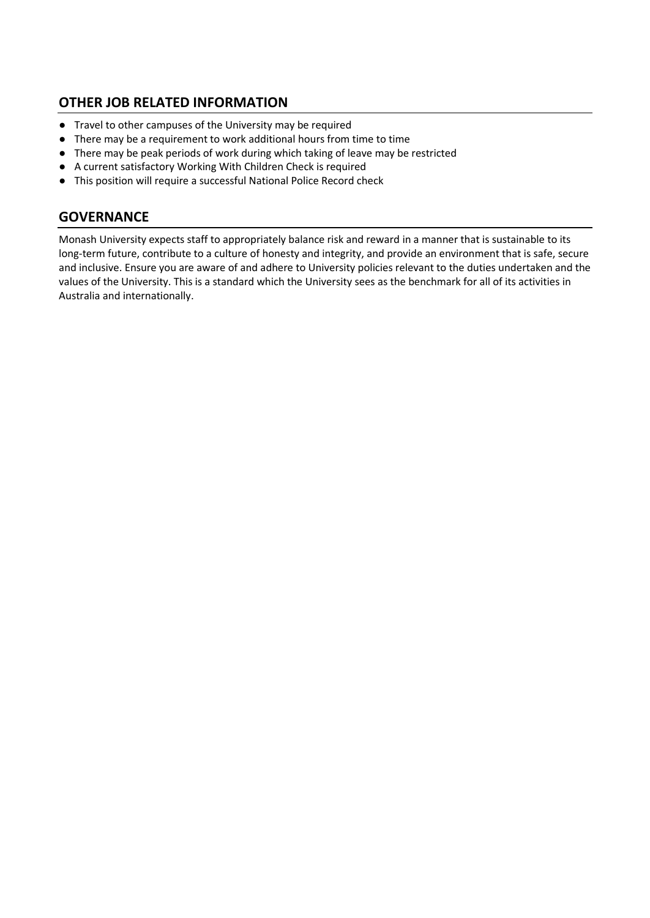## OTHER JOB RELATED INFORMATION

- Travel to other campuses of the University may be required
- There may be a requirement to work additional hours from time to time
- There may be peak periods of work during which taking of leave may be restricted
- A current satisfactory Working With Children Check is required
- This position will require a successful National Police Record check

## GOVERNANCE

Monash University expects staff to appropriately balance risk and reward in a manner that is sustainable to its long-term future, contribute to a culture of honesty and integrity, and provide an environment that is safe, secure and inclusive. Ensure you are aware of and adhere to University policies relevant to the duties undertaken and the values of the University. This is a standard which the University sees as the benchmark for all of its activities in Australia and internationally.